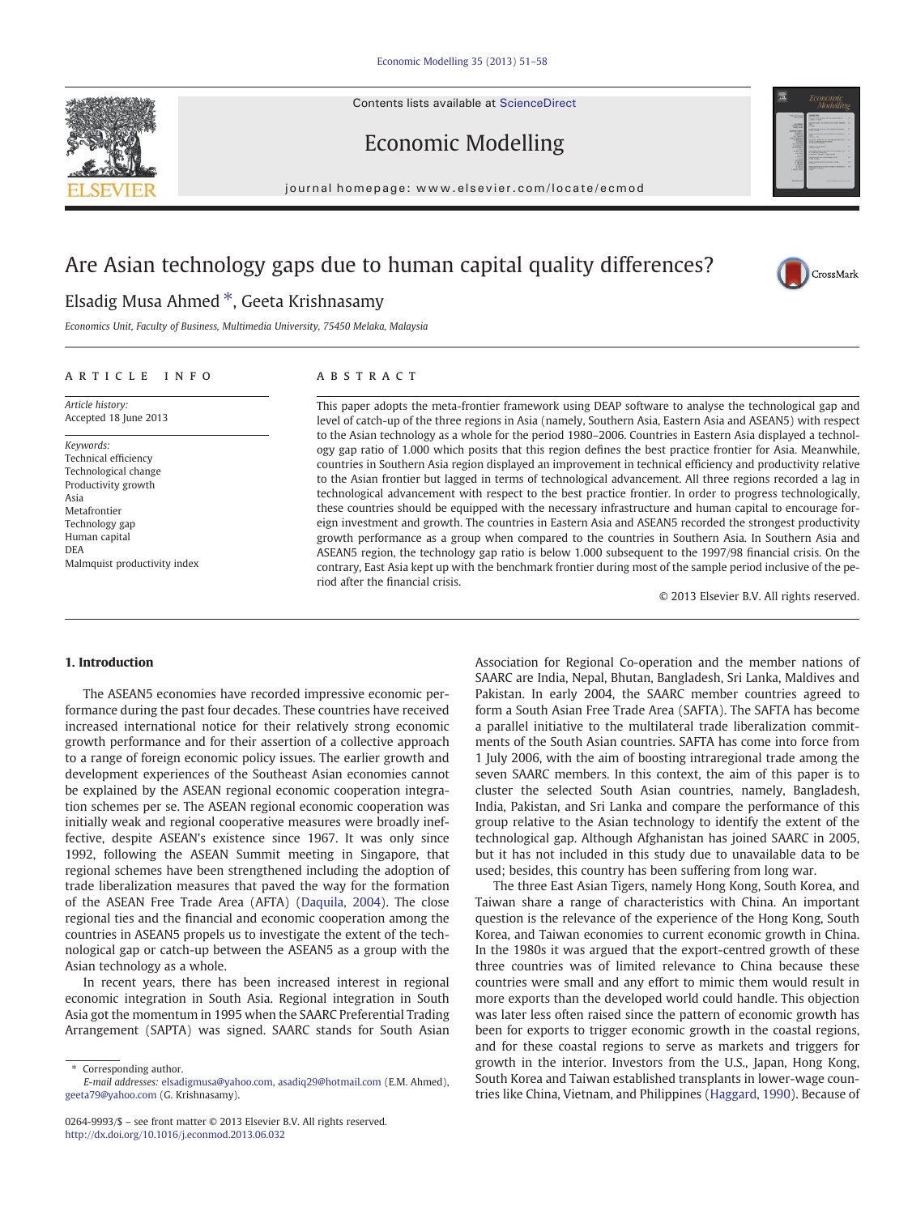# Are Asian technology gaps due to human capital quality differences?

Elsadig Musa Ahmed *, Geeta Krishnasamy

*Economics Unit, Faculty of Business, Multimedia University, 75450 Melaka, Malaysia*

## ARTICLE INFO

*Article history:*
Accepted 18 June 2013

*Keywords:*
Technical efficiency
Technological change
Productivity growth
Asia
Metafrontier
Technology gap
Human capital
DEA
Malmquist productivity index

## ABSTRACT

This paper adopts the meta-frontier framework using DEAP software to analyse the technological gap and level of catch-up of the three regions in Asia (namely, Southern Asia, Eastern Asia and ASEAN5) with respect to the Asian technology as a whole for the period 1980–2006. Countries in Eastern Asia displayed a technology gap ratio of 1.000 which posits that this region defines the best practice frontier for Asia. Meanwhile, countries in Southern Asia region displayed an improvement in technical efficiency and productivity relative to the Asian frontier but lagged in terms of technological advancement. All three regions recorded a lag in technological advancement with respect to the best practice frontier. In order to progress technologically, these countries should be equipped with the necessary infrastructure and human capital to encourage foreign investment and growth. The countries in Eastern Asia and ASEAN5 recorded the strongest productivity growth performance as a group when compared to the countries in Southern Asia. In Southern Asia and ASEAN5 region, the technology gap ratio is below 1.000 subsequent to the 1997/98 financial crisis. On the contrary, East Asia kept up with the benchmark frontier during most of the sample period inclusive of the period after the financial crisis.

© 2013 Elsevier B.V. All rights reserved.

## 1. Introduction

The ASEAN5 economies have recorded impressive economic performance during the past four decades. These countries have received increased international notice for their relatively strong economic growth performance and for their assertion of a collective approach to a range of foreign economic policy issues. The earlier growth and development experiences of the Southeast Asian economies cannot be explained by the ASEAN regional economic cooperation integration schemes per se. The ASEAN regional economic cooperation was initially weak and regional cooperative measures were broadly ineffective, despite ASEAN's existence since 1967. It was only since 1992, following the ASEAN Summit meeting in Singapore, that regional schemes have been strengthened including the adoption of trade liberalization measures that paved the way for the formation of the ASEAN Free Trade Area (AFTA) (Daquila, 2004). The close regional ties and the financial and economic cooperation among the countries in ASEAN5 propels us to investigate the extent of the technological gap or catch-up between the ASEAN5 as a group with the Asian technology as a whole.

In recent years, there has been increased interest in regional economic integration in South Asia. Regional integration in South Asia got the momentum in 1995 when the SAARC Preferential Trading Arrangement (SAPTA) was signed. SAARC stands for South Asian Association for Regional Co-operation and the member nations of SAARC are India, Nepal, Bhutan, Bangladesh, Sri Lanka, Maldives and Pakistan. In early 2004, the SAARC member countries agreed to form a South Asian Free Trade Area (SAFTA). The SAFTA has become a parallel initiative to the multilateral trade liberalization commitments of the South Asian countries. SAFTA has come into force from 1 July 2006, with the aim of boosting intraregional trade among the seven SAARC members. In this context, the aim of this paper is to cluster the selected South Asian countries, namely, Bangladesh, India, Pakistan, and Sri Lanka and compare the performance of this group relative to the Asian technology to identify the extent of the technological gap. Although Afghanistan has joined SAARC in 2005, but it has not included in this study due to unavailable data to be used; besides, this country has been suffering from long war.

The three East Asian Tigers, namely Hong Kong, South Korea, and Taiwan share a range of characteristics with China. An important question is the relevance of the experience of the Hong Kong, South Korea, and Taiwan economies to current economic growth in China. In the 1980s it was argued that the export-centred growth of these three countries was of limited relevance to China because these countries were small and any effort to mimic them would result in more exports than the developed world could handle. This objection was later less often raised since the pattern of economic growth has been for exports to trigger economic growth in the coastal regions, and for these coastal regions to serve as markets and triggers for growth in the interior. Investors from the U.S., Japan, Hong Kong, South Korea and Taiwan established transplants in lower-wage countries like China, Vietnam, and Philippines (Haggard, 1990). Because of

\* Corresponding author.
*E-mail addresses:* elsadigmusa@yahoo.com, asadiq29@hotmail.com (E.M. Ahmed), geeta79@yahoo.com (G. Krishnasamy).

0264-9993/$ – see front matter © 2013 Elsevier B.V. All rights reserved.
http://dx.doi.org/10.1016/j.econmod.2013.06.032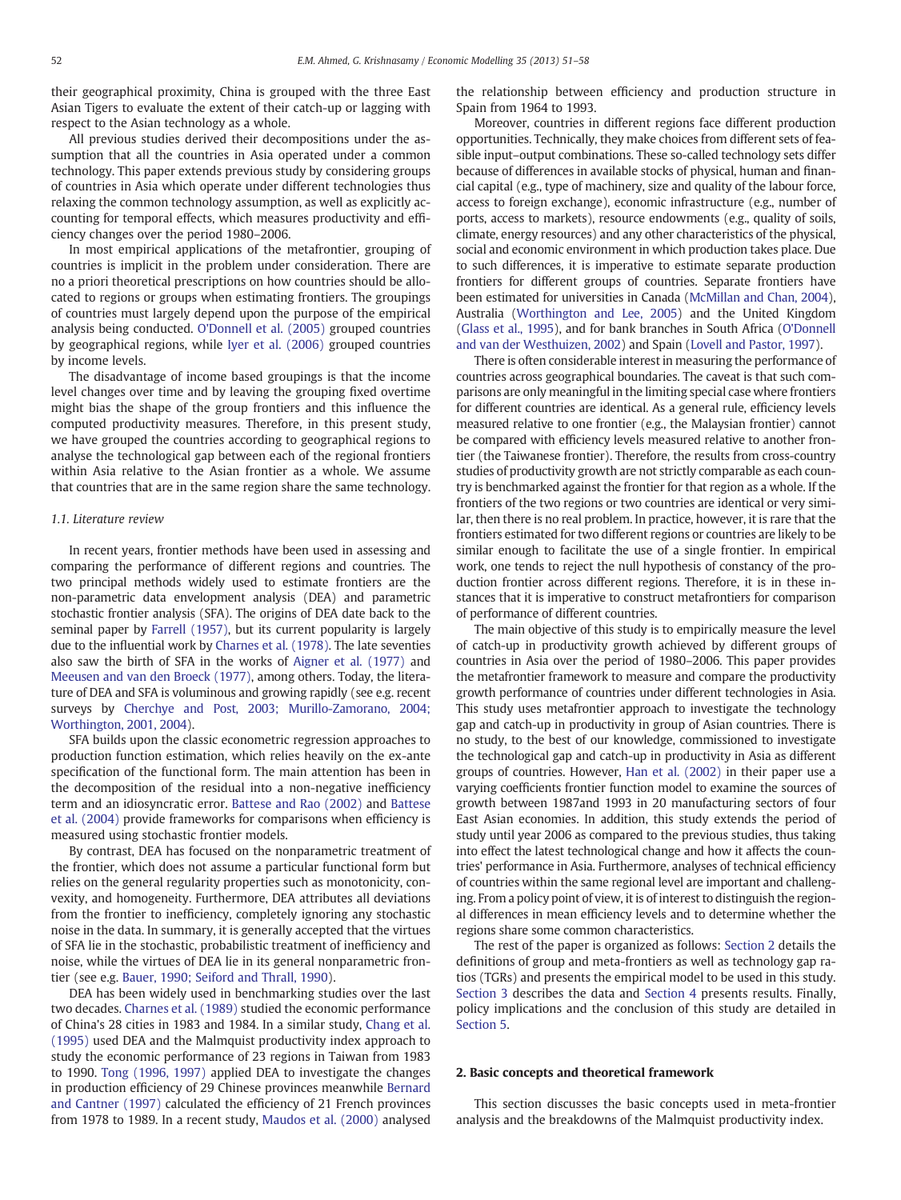their geographical proximity, China is grouped with the three East Asian Tigers to evaluate the extent of their catch-up or lagging with respect to the Asian technology as a whole.

All previous studies derived their decompositions under the assumption that all the countries in Asia operated under a common technology. This paper extends previous study by considering groups of countries in Asia which operate under different technologies thus relaxing the common technology assumption, as well as explicitly accounting for temporal effects, which measures productivity and efficiency changes over the period 1980–2006.

In most empirical applications of the metafrontier, grouping of countries is implicit in the problem under consideration. There are no a priori theoretical prescriptions on how countries should be allocated to regions or groups when estimating frontiers. The groupings of countries must largely depend upon the purpose of the empirical analysis being conducted. O'Donnell et al. (2005) grouped countries by geographical regions, while Iyer et al. (2006) grouped countries by income levels.

The disadvantage of income based groupings is that the income level changes over time and by leaving the grouping fixed overtime might bias the shape of the group frontiers and this influence the computed productivity measures. Therefore, in this present study, we have grouped the countries according to geographical regions to analyse the technological gap between each of the regional frontiers within Asia relative to the Asian frontier as a whole. We assume that countries that are in the same region share the same technology.

### 1.1. Literature review

In recent years, frontier methods have been used in assessing and comparing the performance of different regions and countries. The two principal methods widely used to estimate frontiers are the non-parametric data envelopment analysis (DEA) and parametric stochastic frontier analysis (SFA). The origins of DEA date back to the seminal paper by Farrell (1957), but its current popularity is largely due to the influential work by Charnes et al. (1978). The late seventies also saw the birth of SFA in the works of Aigner et al. (1977) and Meeusen and van den Broeck (1977), among others. Today, the literature of DEA and SFA is voluminous and growing rapidly (see e.g. recent surveys by Cherchye and Post, 2003; Murillo-Zamorano, 2004; Worthington, 2001, 2004).

SFA builds upon the classic econometric regression approaches to production function estimation, which relies heavily on the ex-ante specification of the functional form. The main attention has been in the decomposition of the residual into a non-negative inefficiency term and an idiosyncratic error. Battese and Rao (2002) and Battese et al. (2004) provide frameworks for comparisons when efficiency is measured using stochastic frontier models.

By contrast, DEA has focused on the nonparametric treatment of the frontier, which does not assume a particular functional form but relies on the general regularity properties such as monotonicity, convexity, and homogeneity. Furthermore, DEA attributes all deviations from the frontier to inefficiency, completely ignoring any stochastic noise in the data. In summary, it is generally accepted that the virtues of SFA lie in the stochastic, probabilistic treatment of inefficiency and noise, while the virtues of DEA lie in its general nonparametric frontier (see e.g. Bauer, 1990; Seiford and Thrall, 1990).

DEA has been widely used in benchmarking studies over the last two decades. Charnes et al. (1989) studied the economic performance of China's 28 cities in 1983 and 1984. In a similar study, Chang et al. (1995) used DEA and the Malmquist productivity index approach to study the economic performance of 23 regions in Taiwan from 1983 to 1990. Tong (1996, 1997) applied DEA to investigate the changes in production efficiency of 29 Chinese provinces meanwhile Bernard and Cantner (1997) calculated the efficiency of 21 French provinces from 1978 to 1989. In a recent study, Maudos et al. (2000) analysed the relationship between efficiency and production structure in Spain from 1964 to 1993.

Moreover, countries in different regions face different production opportunities. Technically, they make choices from different sets of feasible input–output combinations. These so-called technology sets differ because of differences in available stocks of physical, human and financial capital (e.g., type of machinery, size and quality of the labour force, access to foreign exchange), economic infrastructure (e.g., number of ports, access to markets), resource endowments (e.g., quality of soils, climate, energy resources) and any other characteristics of the physical, social and economic environment in which production takes place. Due to such differences, it is imperative to estimate separate production frontiers for different groups of countries. Separate frontiers have been estimated for universities in Canada (McMillan and Chan, 2004), Australia (Worthington and Lee, 2005) and the United Kingdom (Glass et al., 1995), and for bank branches in South Africa (O'Donnell and van der Westhuizen, 2002) and Spain (Lovell and Pastor, 1997).

There is often considerable interest in measuring the performance of countries across geographical boundaries. The caveat is that such comparisons are only meaningful in the limiting special case where frontiers for different countries are identical. As a general rule, efficiency levels measured relative to one frontier (e.g., the Malaysian frontier) cannot be compared with efficiency levels measured relative to another frontier (the Taiwanese frontier). Therefore, the results from cross-country studies of productivity growth are not strictly comparable as each country is benchmarked against the frontier for that region as a whole. If the frontiers of the two regions or two countries are identical or very similar, then there is no real problem. In practice, however, it is rare that the frontiers estimated for two different regions or countries are likely to be similar enough to facilitate the use of a single frontier. In empirical work, one tends to reject the null hypothesis of constancy of the production frontier across different regions. Therefore, it is in these instances that it is imperative to construct metafrontiers for comparison of performance of different countries.

The main objective of this study is to empirically measure the level of catch-up in productivity growth achieved by different groups of countries in Asia over the period of 1980–2006. This paper provides the metafrontier framework to measure and compare the productivity growth performance of countries under different technologies in Asia. This study uses metafrontier approach to investigate the technology gap and catch-up in productivity in group of Asian countries. There is no study, to the best of our knowledge, commissioned to investigate the technological gap and catch-up in productivity in Asia as different groups of countries. However, Han et al. (2002) in their paper use a varying coefficients frontier function model to examine the sources of growth between 1987and 1993 in 20 manufacturing sectors of four East Asian economies. In addition, this study extends the period of study until year 2006 as compared to the previous studies, thus taking into effect the latest technological change and how it affects the countries' performance in Asia. Furthermore, analyses of technical efficiency of countries within the same regional level are important and challenging. From a policy point of view, it is of interest to distinguish the regional differences in mean efficiency levels and to determine whether the regions share some common characteristics.

The rest of the paper is organized as follows: Section 2 details the definitions of group and meta-frontiers as well as technology gap ratios (TGRs) and presents the empirical model to be used in this study. Section 3 describes the data and Section 4 presents results. Finally, policy implications and the conclusion of this study are detailed in Section 5.

## 2. Basic concepts and theoretical framework

This section discusses the basic concepts used in meta-frontier analysis and the breakdowns of the Malmquist productivity index.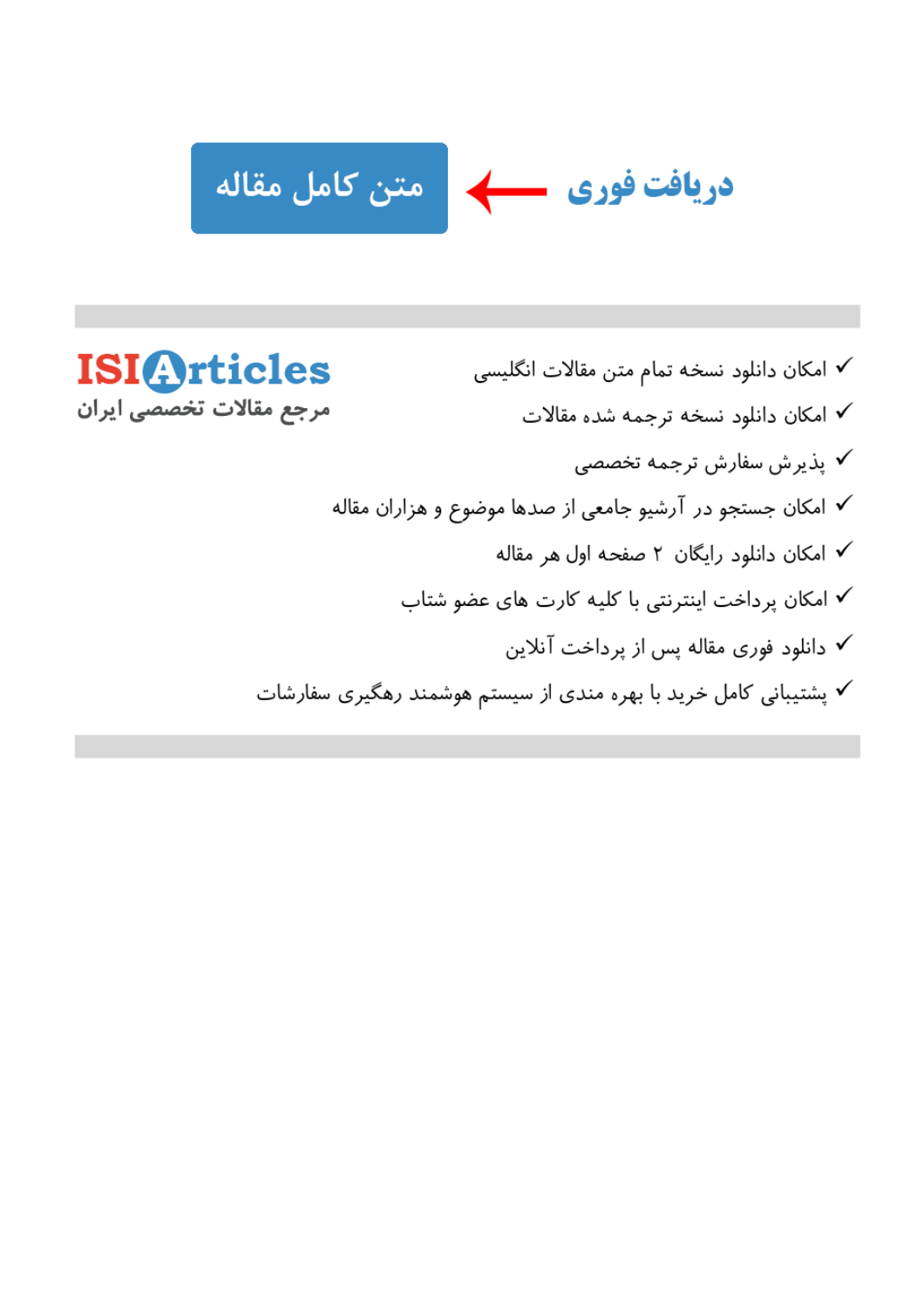دریافت فوری ← متن کامل مقاله

**ISIArticles**
مرجع مقالات تخصصی ایران

- ✓ امکان دانلود نسخه تمام متن مقالات انگلیسی
- ✓ امکان دانلود نسخه ترجمه شده مقالات
- ✓ پذیرش سفارش ترجمه تخصصی
- ✓ امکان جستجو در آرشیو جامعی از صدها موضوع و هزاران مقاله
- ✓ امکان دانلود رایگان ۲ صفحه اول هر مقاله
- ✓ امکان پرداخت اینترنتی با کلیه کارت های عضو شتاب
- ✓ دانلود فوری مقاله پس از پرداخت آنلاین
- ✓ پشتیبانی کامل خرید با بهره مندی از سیستم هوشمند رهگیری سفارشات